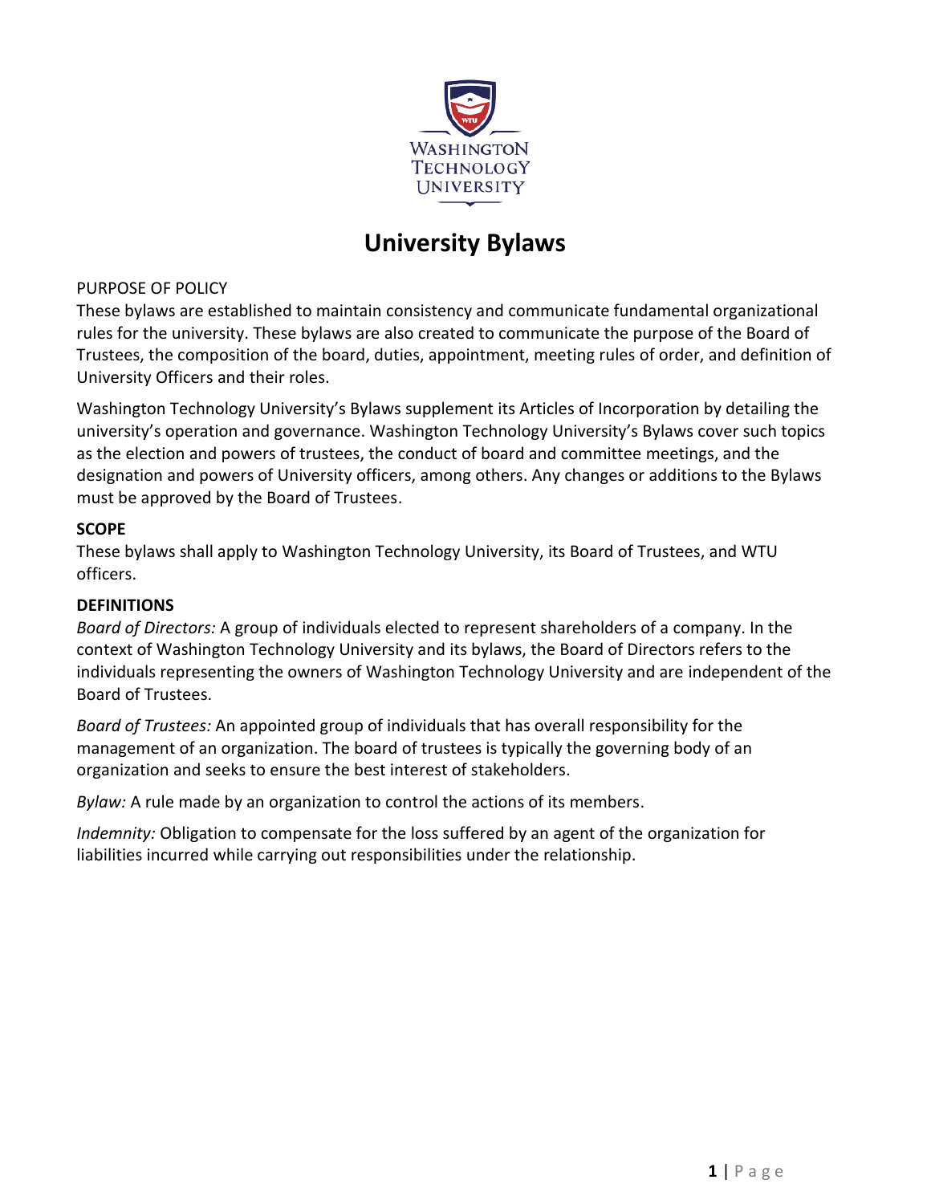# University Bylaws

PURPOSE OF POLICY

These bylaws are established to maintain consistency and communicate fundamental organizational rules for the university. These bylaws are also created to communicate the purpose of the Board of Trustees, the composition of the board, duties, appointment, meeting rules of order, and definition of University Officers and their roles.

Washington Technology University's Bylaws supplement its Articles of Incorporation by detailing the university's operation and governance. Washington Technology University's Bylaws cover such topics as the election and powers of trustees, the conduct of board and committee meetings, and the designation and powers of University officers, among others. Any changes or additions to the Bylaws must be approved by the Board of Trustees.

**SCOPE**

These bylaws shall apply to Washington Technology University, its Board of Trustees, and WTU officers.

**DEFINITIONS**

*Board of Directors:* A group of individuals elected to represent shareholders of a company. In the context of Washington Technology University and its bylaws, the Board of Directors refers to the individuals representing the owners of Washington Technology University and are independent of the Board of Trustees.

*Board of Trustees:* An appointed group of individuals that has overall responsibility for the management of an organization. The board of trustees is typically the governing body of an organization and seeks to ensure the best interest of stakeholders.

*Bylaw:* A rule made by an organization to control the actions of its members.

*Indemnity:* Obligation to compensate for the loss suffered by an agent of the organization for liabilities incurred while carrying out responsibilities under the relationship.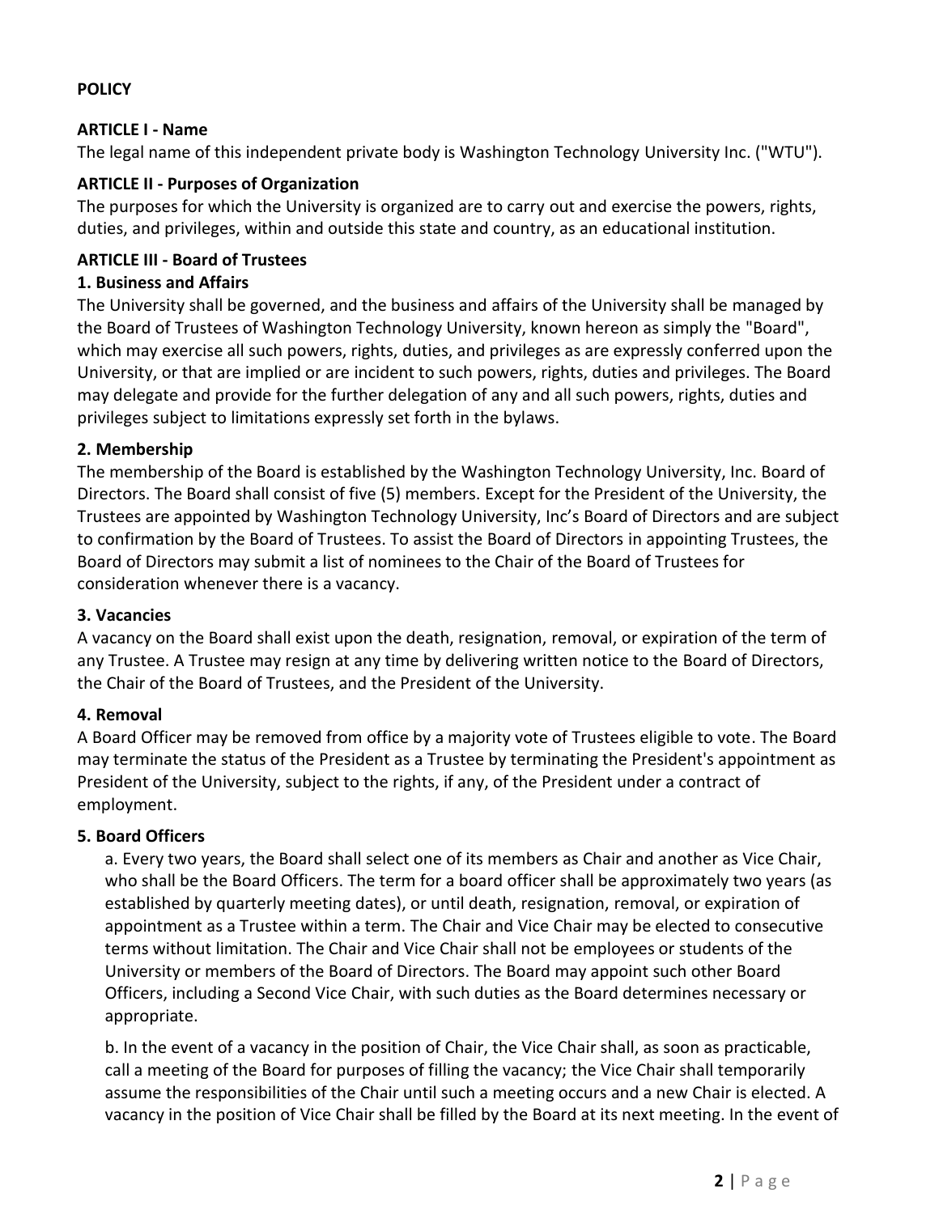**POLICY**

**ARTICLE I - Name**

The legal name of this independent private body is Washington Technology University Inc. ("WTU").

**ARTICLE II - Purposes of Organization**

The purposes for which the University is organized are to carry out and exercise the powers, rights, duties, and privileges, within and outside this state and country, as an educational institution.

**ARTICLE III - Board of Trustees**

**1. Business and Affairs**

The University shall be governed, and the business and affairs of the University shall be managed by the Board of Trustees of Washington Technology University, known hereon as simply the "Board", which may exercise all such powers, rights, duties, and privileges as are expressly conferred upon the University, or that are implied or are incident to such powers, rights, duties and privileges. The Board may delegate and provide for the further delegation of any and all such powers, rights, duties and privileges subject to limitations expressly set forth in the bylaws.

**2. Membership**

The membership of the Board is established by the Washington Technology University, Inc. Board of Directors. The Board shall consist of five (5) members. Except for the President of the University, the Trustees are appointed by Washington Technology University, Inc's Board of Directors and are subject to confirmation by the Board of Trustees. To assist the Board of Directors in appointing Trustees, the Board of Directors may submit a list of nominees to the Chair of the Board of Trustees for consideration whenever there is a vacancy.

**3. Vacancies**

A vacancy on the Board shall exist upon the death, resignation, removal, or expiration of the term of any Trustee. A Trustee may resign at any time by delivering written notice to the Board of Directors, the Chair of the Board of Trustees, and the President of the University.

**4. Removal**

A Board Officer may be removed from office by a majority vote of Trustees eligible to vote. The Board may terminate the status of the President as a Trustee by terminating the President's appointment as President of the University, subject to the rights, if any, of the President under a contract of employment.

**5. Board Officers**

a. Every two years, the Board shall select one of its members as Chair and another as Vice Chair, who shall be the Board Officers. The term for a board officer shall be approximately two years (as established by quarterly meeting dates), or until death, resignation, removal, or expiration of appointment as a Trustee within a term. The Chair and Vice Chair may be elected to consecutive terms without limitation. The Chair and Vice Chair shall not be employees or students of the University or members of the Board of Directors. The Board may appoint such other Board Officers, including a Second Vice Chair, with such duties as the Board determines necessary or appropriate.

b. In the event of a vacancy in the position of Chair, the Vice Chair shall, as soon as practicable, call a meeting of the Board for purposes of filling the vacancy; the Vice Chair shall temporarily assume the responsibilities of the Chair until such a meeting occurs and a new Chair is elected. A vacancy in the position of Vice Chair shall be filled by the Board at its next meeting. In the event of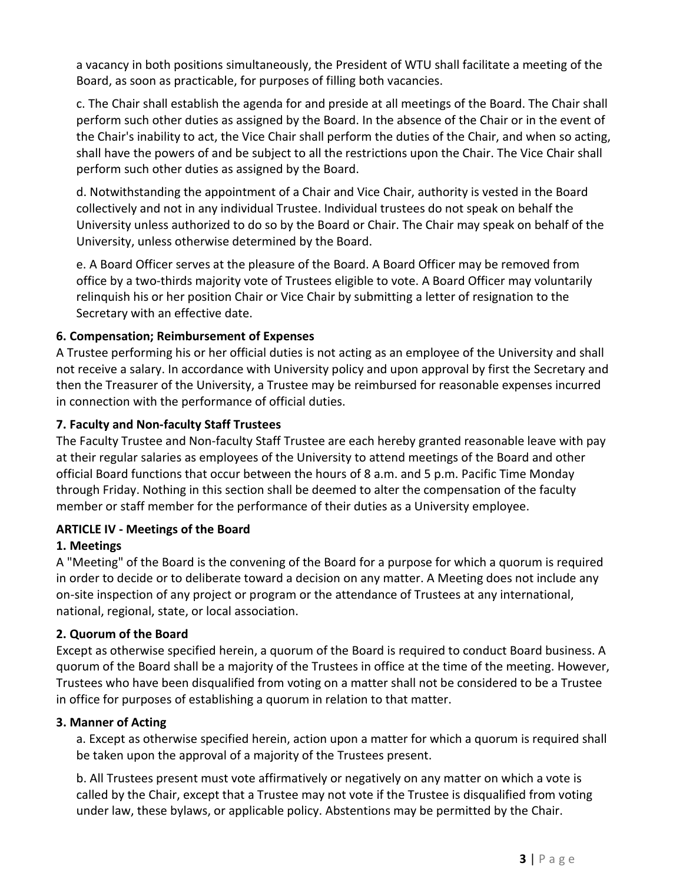a vacancy in both positions simultaneously, the President of WTU shall facilitate a meeting of the Board, as soon as practicable, for purposes of filling both vacancies.

c. The Chair shall establish the agenda for and preside at all meetings of the Board. The Chair shall perform such other duties as assigned by the Board. In the absence of the Chair or in the event of the Chair's inability to act, the Vice Chair shall perform the duties of the Chair, and when so acting, shall have the powers of and be subject to all the restrictions upon the Chair. The Vice Chair shall perform such other duties as assigned by the Board.

d. Notwithstanding the appointment of a Chair and Vice Chair, authority is vested in the Board collectively and not in any individual Trustee. Individual trustees do not speak on behalf the University unless authorized to do so by the Board or Chair. The Chair may speak on behalf of the University, unless otherwise determined by the Board.

e. A Board Officer serves at the pleasure of the Board. A Board Officer may be removed from office by a two-thirds majority vote of Trustees eligible to vote. A Board Officer may voluntarily relinquish his or her position Chair or Vice Chair by submitting a letter of resignation to the Secretary with an effective date.

### 6. Compensation; Reimbursement of Expenses

A Trustee performing his or her official duties is not acting as an employee of the University and shall not receive a salary. In accordance with University policy and upon approval by first the Secretary and then the Treasurer of the University, a Trustee may be reimbursed for reasonable expenses incurred in connection with the performance of official duties.

### 7. Faculty and Non-faculty Staff Trustees

The Faculty Trustee and Non-faculty Staff Trustee are each hereby granted reasonable leave with pay at their regular salaries as employees of the University to attend meetings of the Board and other official Board functions that occur between the hours of 8 a.m. and 5 p.m. Pacific Time Monday through Friday. Nothing in this section shall be deemed to alter the compensation of the faculty member or staff member for the performance of their duties as a University employee.

## ARTICLE IV - Meetings of the Board

### 1. Meetings

A "Meeting" of the Board is the convening of the Board for a purpose for which a quorum is required in order to decide or to deliberate toward a decision on any matter. A Meeting does not include any on-site inspection of any project or program or the attendance of Trustees at any international, national, regional, state, or local association.

### 2. Quorum of the Board

Except as otherwise specified herein, a quorum of the Board is required to conduct Board business. A quorum of the Board shall be a majority of the Trustees in office at the time of the meeting. However, Trustees who have been disqualified from voting on a matter shall not be considered to be a Trustee in office for purposes of establishing a quorum in relation to that matter.

### 3. Manner of Acting

a. Except as otherwise specified herein, action upon a matter for which a quorum is required shall be taken upon the approval of a majority of the Trustees present.

b. All Trustees present must vote affirmatively or negatively on any matter on which a vote is called by the Chair, except that a Trustee may not vote if the Trustee is disqualified from voting under law, these bylaws, or applicable policy. Abstentions may be permitted by the Chair.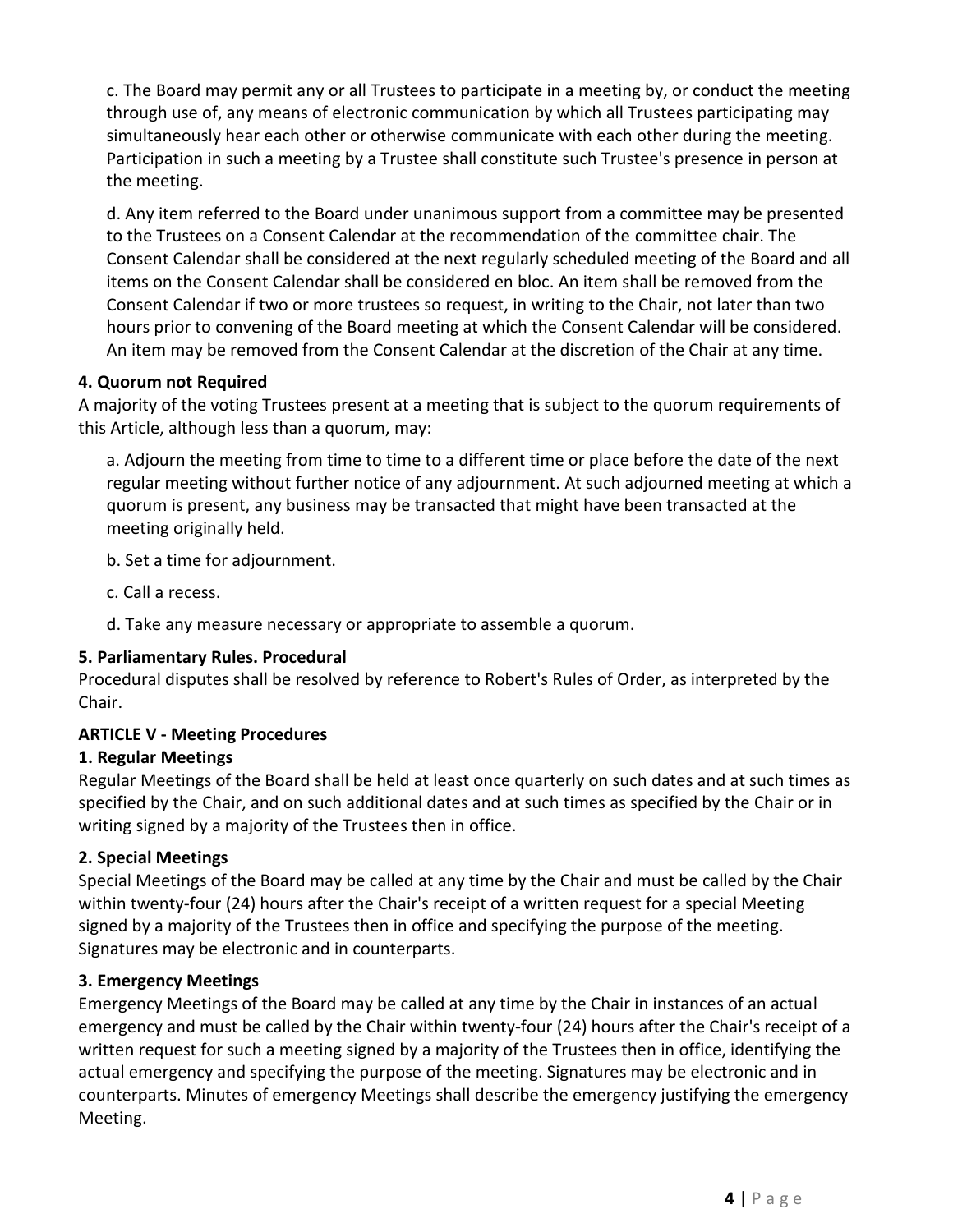c. The Board may permit any or all Trustees to participate in a meeting by, or conduct the meeting through use of, any means of electronic communication by which all Trustees participating may simultaneously hear each other or otherwise communicate with each other during the meeting. Participation in such a meeting by a Trustee shall constitute such Trustee's presence in person at the meeting.

d. Any item referred to the Board under unanimous support from a committee may be presented to the Trustees on a Consent Calendar at the recommendation of the committee chair. The Consent Calendar shall be considered at the next regularly scheduled meeting of the Board and all items on the Consent Calendar shall be considered en bloc. An item shall be removed from the Consent Calendar if two or more trustees so request, in writing to the Chair, not later than two hours prior to convening of the Board meeting at which the Consent Calendar will be considered. An item may be removed from the Consent Calendar at the discretion of the Chair at any time.

**4. Quorum not Required**

A majority of the voting Trustees present at a meeting that is subject to the quorum requirements of this Article, although less than a quorum, may:

a. Adjourn the meeting from time to time to a different time or place before the date of the next regular meeting without further notice of any adjournment. At such adjourned meeting at which a quorum is present, any business may be transacted that might have been transacted at the meeting originally held.

b. Set a time for adjournment.

c. Call a recess.

d. Take any measure necessary or appropriate to assemble a quorum.

**5. Parliamentary Rules. Procedural**

Procedural disputes shall be resolved by reference to Robert's Rules of Order, as interpreted by the Chair.

## ARTICLE V - Meeting Procedures

**1. Regular Meetings**

Regular Meetings of the Board shall be held at least once quarterly on such dates and at such times as specified by the Chair, and on such additional dates and at such times as specified by the Chair or in writing signed by a majority of the Trustees then in office.

**2. Special Meetings**

Special Meetings of the Board may be called at any time by the Chair and must be called by the Chair within twenty-four (24) hours after the Chair's receipt of a written request for a special Meeting signed by a majority of the Trustees then in office and specifying the purpose of the meeting. Signatures may be electronic and in counterparts.

**3. Emergency Meetings**

Emergency Meetings of the Board may be called at any time by the Chair in instances of an actual emergency and must be called by the Chair within twenty-four (24) hours after the Chair's receipt of a written request for such a meeting signed by a majority of the Trustees then in office, identifying the actual emergency and specifying the purpose of the meeting. Signatures may be electronic and in counterparts. Minutes of emergency Meetings shall describe the emergency justifying the emergency Meeting.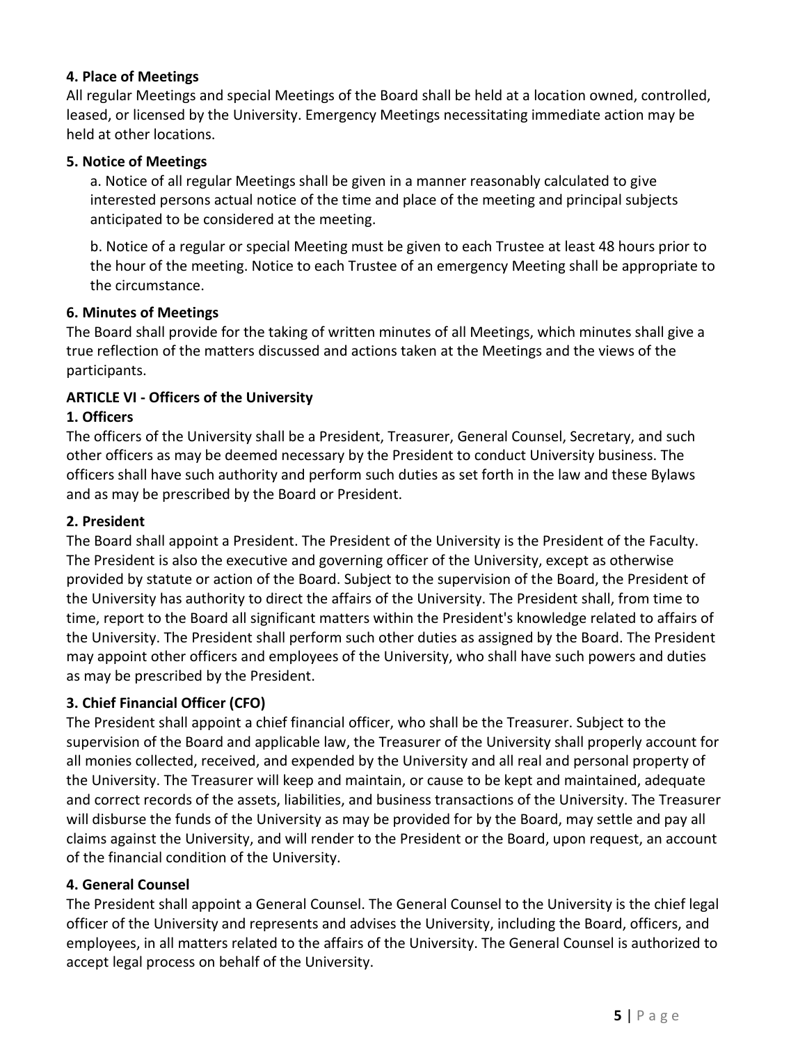**4. Place of Meetings**

All regular Meetings and special Meetings of the Board shall be held at a location owned, controlled, leased, or licensed by the University. Emergency Meetings necessitating immediate action may be held at other locations.

**5. Notice of Meetings**

a. Notice of all regular Meetings shall be given in a manner reasonably calculated to give interested persons actual notice of the time and place of the meeting and principal subjects anticipated to be considered at the meeting.

b. Notice of a regular or special Meeting must be given to each Trustee at least 48 hours prior to the hour of the meeting. Notice to each Trustee of an emergency Meeting shall be appropriate to the circumstance.

**6. Minutes of Meetings**

The Board shall provide for the taking of written minutes of all Meetings, which minutes shall give a true reflection of the matters discussed and actions taken at the Meetings and the views of the participants.

## ARTICLE VI - Officers of the University

**1. Officers**

The officers of the University shall be a President, Treasurer, General Counsel, Secretary, and such other officers as may be deemed necessary by the President to conduct University business. The officers shall have such authority and perform such duties as set forth in the law and these Bylaws and as may be prescribed by the Board or President.

**2. President**

The Board shall appoint a President. The President of the University is the President of the Faculty. The President is also the executive and governing officer of the University, except as otherwise provided by statute or action of the Board. Subject to the supervision of the Board, the President of the University has authority to direct the affairs of the University. The President shall, from time to time, report to the Board all significant matters within the President's knowledge related to affairs of the University. The President shall perform such other duties as assigned by the Board. The President may appoint other officers and employees of the University, who shall have such powers and duties as may be prescribed by the President.

**3. Chief Financial Officer (CFO)**

The President shall appoint a chief financial officer, who shall be the Treasurer. Subject to the supervision of the Board and applicable law, the Treasurer of the University shall properly account for all monies collected, received, and expended by the University and all real and personal property of the University. The Treasurer will keep and maintain, or cause to be kept and maintained, adequate and correct records of the assets, liabilities, and business transactions of the University. The Treasurer will disburse the funds of the University as may be provided for by the Board, may settle and pay all claims against the University, and will render to the President or the Board, upon request, an account of the financial condition of the University.

**4. General Counsel**

The President shall appoint a General Counsel. The General Counsel to the University is the chief legal officer of the University and represents and advises the University, including the Board, officers, and employees, in all matters related to the affairs of the University. The General Counsel is authorized to accept legal process on behalf of the University.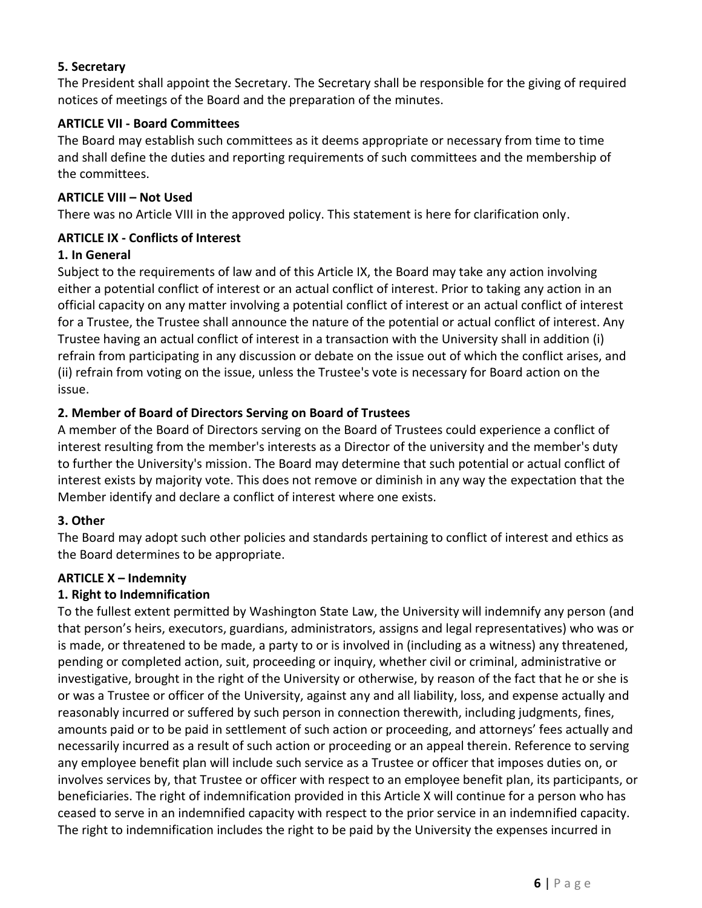**5. Secretary**

The President shall appoint the Secretary. The Secretary shall be responsible for the giving of required notices of meetings of the Board and the preparation of the minutes.

**ARTICLE VII - Board Committees**

The Board may establish such committees as it deems appropriate or necessary from time to time and shall define the duties and reporting requirements of such committees and the membership of the committees.

**ARTICLE VIII – Not Used**

There was no Article VIII in the approved policy. This statement is here for clarification only.

**ARTICLE IX - Conflicts of Interest**

**1. In General**

Subject to the requirements of law and of this Article IX, the Board may take any action involving either a potential conflict of interest or an actual conflict of interest. Prior to taking any action in an official capacity on any matter involving a potential conflict of interest or an actual conflict of interest for a Trustee, the Trustee shall announce the nature of the potential or actual conflict of interest. Any Trustee having an actual conflict of interest in a transaction with the University shall in addition (i) refrain from participating in any discussion or debate on the issue out of which the conflict arises, and (ii) refrain from voting on the issue, unless the Trustee's vote is necessary for Board action on the issue.

**2. Member of Board of Directors Serving on Board of Trustees**

A member of the Board of Directors serving on the Board of Trustees could experience a conflict of interest resulting from the member's interests as a Director of the university and the member's duty to further the University's mission. The Board may determine that such potential or actual conflict of interest exists by majority vote. This does not remove or diminish in any way the expectation that the Member identify and declare a conflict of interest where one exists.

**3. Other**

The Board may adopt such other policies and standards pertaining to conflict of interest and ethics as the Board determines to be appropriate.

**ARTICLE X – Indemnity**

**1. Right to Indemnification**

To the fullest extent permitted by Washington State Law, the University will indemnify any person (and that person's heirs, executors, guardians, administrators, assigns and legal representatives) who was or is made, or threatened to be made, a party to or is involved in (including as a witness) any threatened, pending or completed action, suit, proceeding or inquiry, whether civil or criminal, administrative or investigative, brought in the right of the University or otherwise, by reason of the fact that he or she is or was a Trustee or officer of the University, against any and all liability, loss, and expense actually and reasonably incurred or suffered by such person in connection therewith, including judgments, fines, amounts paid or to be paid in settlement of such action or proceeding, and attorneys' fees actually and necessarily incurred as a result of such action or proceeding or an appeal therein. Reference to serving any employee benefit plan will include such service as a Trustee or officer that imposes duties on, or involves services by, that Trustee or officer with respect to an employee benefit plan, its participants, or beneficiaries. The right of indemnification provided in this Article X will continue for a person who has ceased to serve in an indemnified capacity with respect to the prior service in an indemnified capacity. The right to indemnification includes the right to be paid by the University the expenses incurred in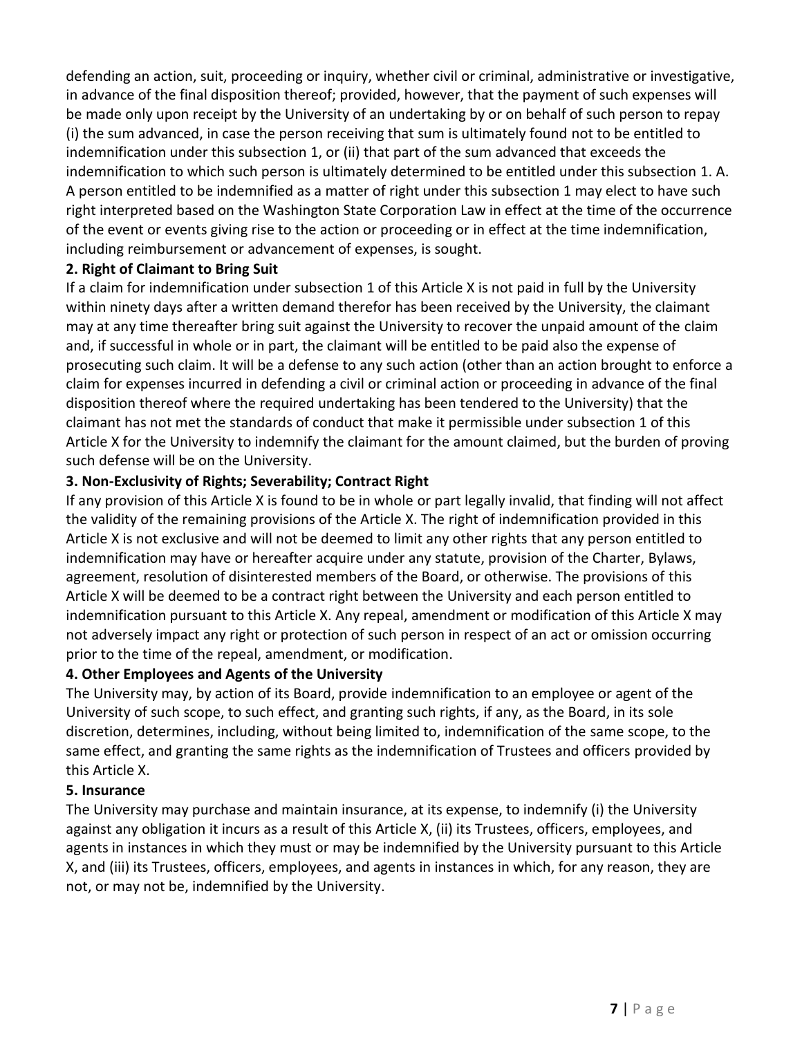defending an action, suit, proceeding or inquiry, whether civil or criminal, administrative or investigative, in advance of the final disposition thereof; provided, however, that the payment of such expenses will be made only upon receipt by the University of an undertaking by or on behalf of such person to repay (i) the sum advanced, in case the person receiving that sum is ultimately found not to be entitled to indemnification under this subsection 1, or (ii) that part of the sum advanced that exceeds the indemnification to which such person is ultimately determined to be entitled under this subsection 1. A. A person entitled to be indemnified as a matter of right under this subsection 1 may elect to have such right interpreted based on the Washington State Corporation Law in effect at the time of the occurrence of the event or events giving rise to the action or proceeding or in effect at the time indemnification, including reimbursement or advancement of expenses, is sought.

**2. Right of Claimant to Bring Suit**

If a claim for indemnification under subsection 1 of this Article X is not paid in full by the University within ninety days after a written demand therefor has been received by the University, the claimant may at any time thereafter bring suit against the University to recover the unpaid amount of the claim and, if successful in whole or in part, the claimant will be entitled to be paid also the expense of prosecuting such claim. It will be a defense to any such action (other than an action brought to enforce a claim for expenses incurred in defending a civil or criminal action or proceeding in advance of the final disposition thereof where the required undertaking has been tendered to the University) that the claimant has not met the standards of conduct that make it permissible under subsection 1 of this Article X for the University to indemnify the claimant for the amount claimed, but the burden of proving such defense will be on the University.

**3. Non-Exclusivity of Rights; Severability; Contract Right**

If any provision of this Article X is found to be in whole or part legally invalid, that finding will not affect the validity of the remaining provisions of the Article X. The right of indemnification provided in this Article X is not exclusive and will not be deemed to limit any other rights that any person entitled to indemnification may have or hereafter acquire under any statute, provision of the Charter, Bylaws, agreement, resolution of disinterested members of the Board, or otherwise. The provisions of this Article X will be deemed to be a contract right between the University and each person entitled to indemnification pursuant to this Article X. Any repeal, amendment or modification of this Article X may not adversely impact any right or protection of such person in respect of an act or omission occurring prior to the time of the repeal, amendment, or modification.

**4. Other Employees and Agents of the University**

The University may, by action of its Board, provide indemnification to an employee or agent of the University of such scope, to such effect, and granting such rights, if any, as the Board, in its sole discretion, determines, including, without being limited to, indemnification of the same scope, to the same effect, and granting the same rights as the indemnification of Trustees and officers provided by this Article X.

**5. Insurance**

The University may purchase and maintain insurance, at its expense, to indemnify (i) the University against any obligation it incurs as a result of this Article X, (ii) its Trustees, officers, employees, and agents in instances in which they must or may be indemnified by the University pursuant to this Article X, and (iii) its Trustees, officers, employees, and agents in instances in which, for any reason, they are not, or may not be, indemnified by the University.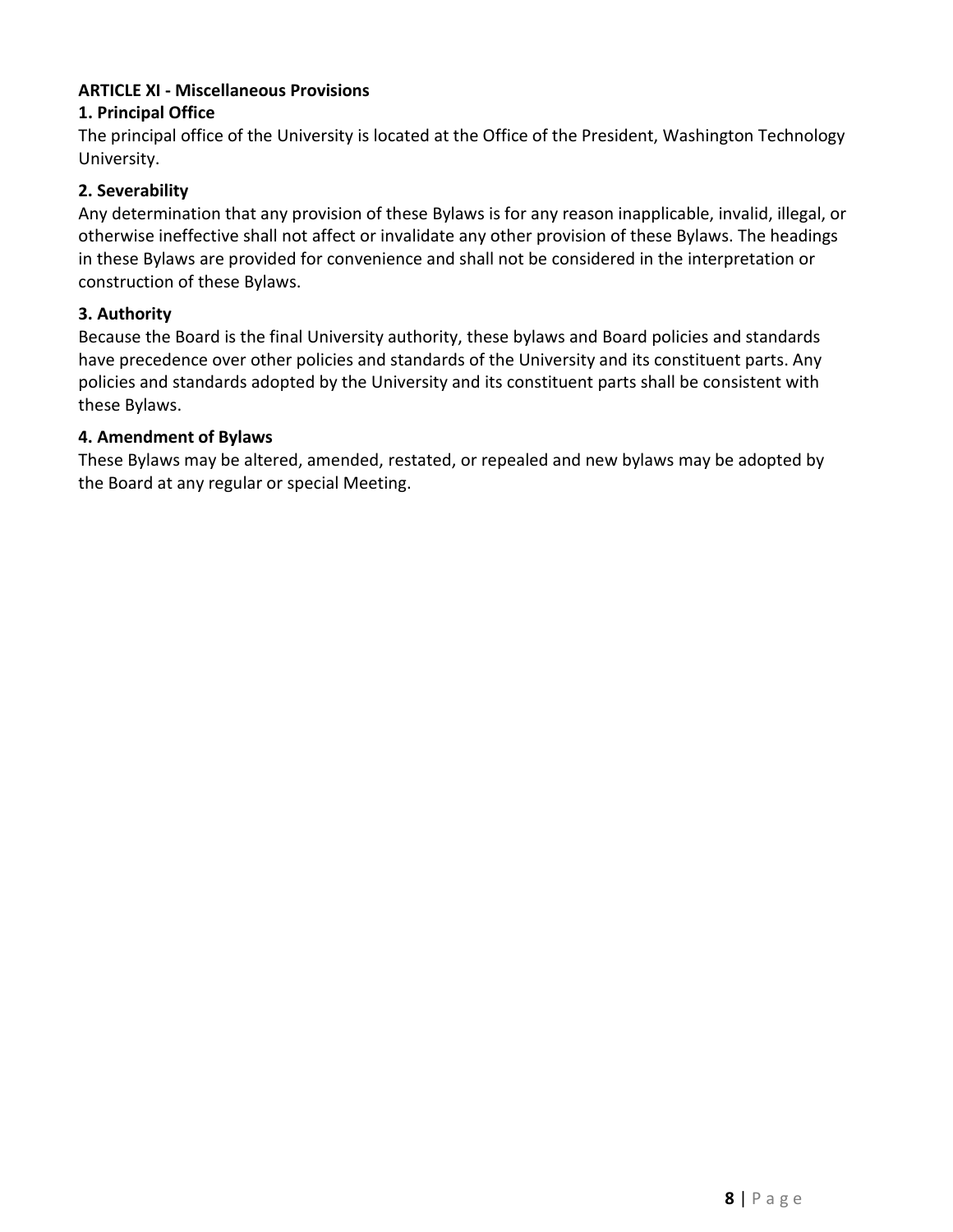## ARTICLE XI - Miscellaneous Provisions

### 1. Principal Office

The principal office of the University is located at the Office of the President, Washington Technology University.

### 2. Severability

Any determination that any provision of these Bylaws is for any reason inapplicable, invalid, illegal, or otherwise ineffective shall not affect or invalidate any other provision of these Bylaws. The headings in these Bylaws are provided for convenience and shall not be considered in the interpretation or construction of these Bylaws.

### 3. Authority

Because the Board is the final University authority, these bylaws and Board policies and standards have precedence over other policies and standards of the University and its constituent parts. Any policies and standards adopted by the University and its constituent parts shall be consistent with these Bylaws.

### 4. Amendment of Bylaws

These Bylaws may be altered, amended, restated, or repealed and new bylaws may be adopted by the Board at any regular or special Meeting.